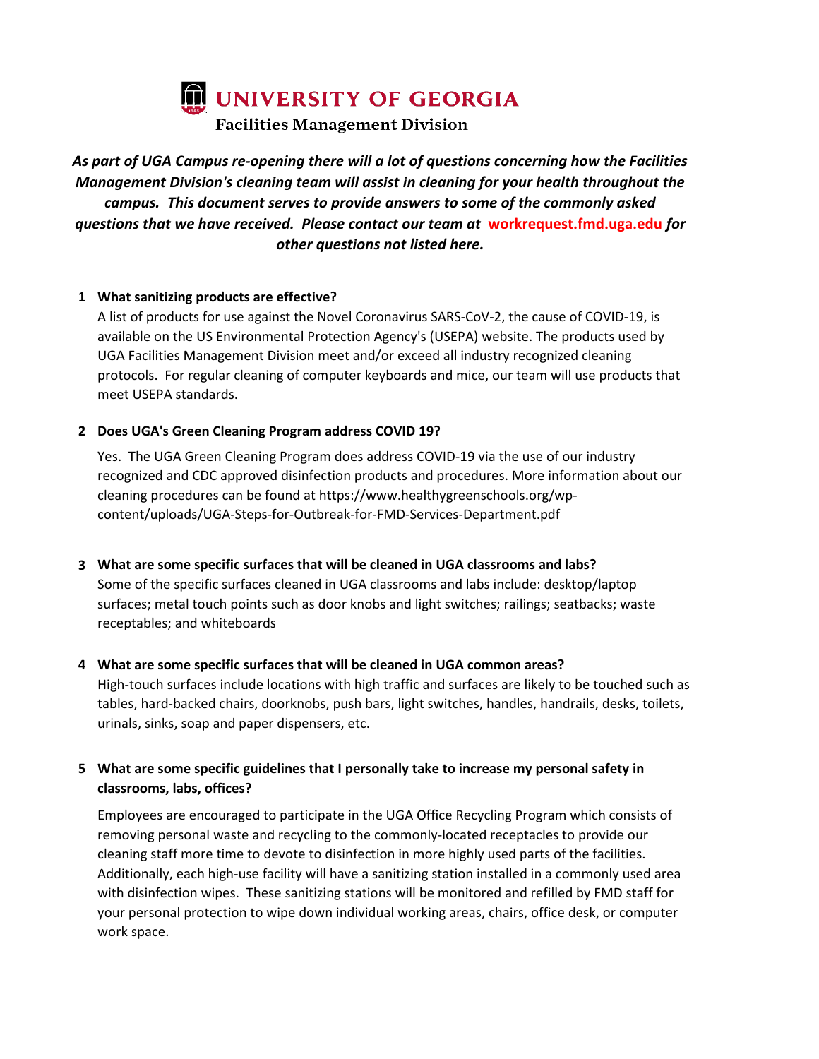# UNIVERSITY OF GEORGIA

## Facilities Management Division

***As part of UGA Campus re-opening there will a lot of questions concerning how the Facilities Management Division's cleaning team will assist in cleaning for your health throughout the campus. This document serves to provide answers to some of the commonly asked questions that we have received. Please contact our team at workrequest.fmd.uga.edu for other questions not listed here.***

1. **What sanitizing products are effective?**

   A list of products for use against the Novel Coronavirus SARS-CoV-2, the cause of COVID-19, is available on the US Environmental Protection Agency's (USEPA) website. The products used by UGA Facilities Management Division meet and/or exceed all industry recognized cleaning protocols. For regular cleaning of computer keyboards and mice, our team will use products that meet USEPA standards.

2. **Does UGA's Green Cleaning Program address COVID 19?**

   Yes. The UGA Green Cleaning Program does address COVID-19 via the use of our industry recognized and CDC approved disinfection products and procedures. More information about our cleaning procedures can be found at https://www.healthygreenschools.org/wp-content/uploads/UGA-Steps-for-Outbreak-for-FMD-Services-Department.pdf

3. **What are some specific surfaces that will be cleaned in UGA classrooms and labs?**

   Some of the specific surfaces cleaned in UGA classrooms and labs include: desktop/laptop surfaces; metal touch points such as door knobs and light switches; railings; seatbacks; waste receptables; and whiteboards

4. **What are some specific surfaces that will be cleaned in UGA common areas?**

   High-touch surfaces include locations with high traffic and surfaces are likely to be touched such as tables, hard-backed chairs, doorknobs, push bars, light switches, handles, handrails, desks, toilets, urinals, sinks, soap and paper dispensers, etc.

5. **What are some specific guidelines that I personally take to increase my personal safety in classrooms, labs, offices?**

   Employees are encouraged to participate in the UGA Office Recycling Program which consists of removing personal waste and recycling to the commonly-located receptacles to provide our cleaning staff more time to devote to disinfection in more highly used parts of the facilities. Additionally, each high-use facility will have a sanitizing station installed in a commonly used area with disinfection wipes. These sanitizing stations will be monitored and refilled by FMD staff for your personal protection to wipe down individual working areas, chairs, office desk, or computer work space.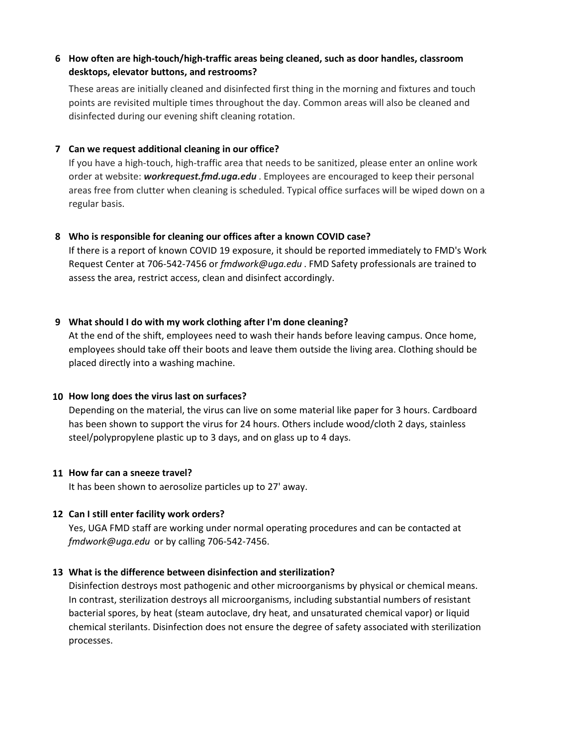**6 How often are high-touch/high-traffic areas being cleaned, such as door handles, classroom desktops, elevator buttons, and restrooms?**

These areas are initially cleaned and disinfected first thing in the morning and fixtures and touch points are revisited multiple times throughout the day. Common areas will also be cleaned and disinfected during our evening shift cleaning rotation.

**7 Can we request additional cleaning in our office?**

If you have a high-touch, high-traffic area that needs to be sanitized, please enter an online work order at website: ***workrequest.fmd.uga.edu*** . Employees are encouraged to keep their personal areas free from clutter when cleaning is scheduled. Typical office surfaces will be wiped down on a regular basis.

**8 Who is responsible for cleaning our offices after a known COVID case?**

If there is a report of known COVID 19 exposure, it should be reported immediately to FMD's Work Request Center at 706-542-7456 or *fmdwork@uga.edu* . FMD Safety professionals are trained to assess the area, restrict access, clean and disinfect accordingly.

**9 What should I do with my work clothing after I'm done cleaning?**

At the end of the shift, employees need to wash their hands before leaving campus. Once home, employees should take off their boots and leave them outside the living area. Clothing should be placed directly into a washing machine.

**10 How long does the virus last on surfaces?**

Depending on the material, the virus can live on some material like paper for 3 hours. Cardboard has been shown to support the virus for 24 hours. Others include wood/cloth 2 days, stainless steel/polypropylene plastic up to 3 days, and on glass up to 4 days.

**11 How far can a sneeze travel?**

It has been shown to aerosolize particles up to 27' away.

**12 Can I still enter facility work orders?**

Yes, UGA FMD staff are working under normal operating procedures and can be contacted at *fmdwork@uga.edu* or by calling 706-542-7456.

**13 What is the difference between disinfection and sterilization?**

Disinfection destroys most pathogenic and other microorganisms by physical or chemical means. In contrast, sterilization destroys all microorganisms, including substantial numbers of resistant bacterial spores, by heat (steam autoclave, dry heat, and unsaturated chemical vapor) or liquid chemical sterilants. Disinfection does not ensure the degree of safety associated with sterilization processes.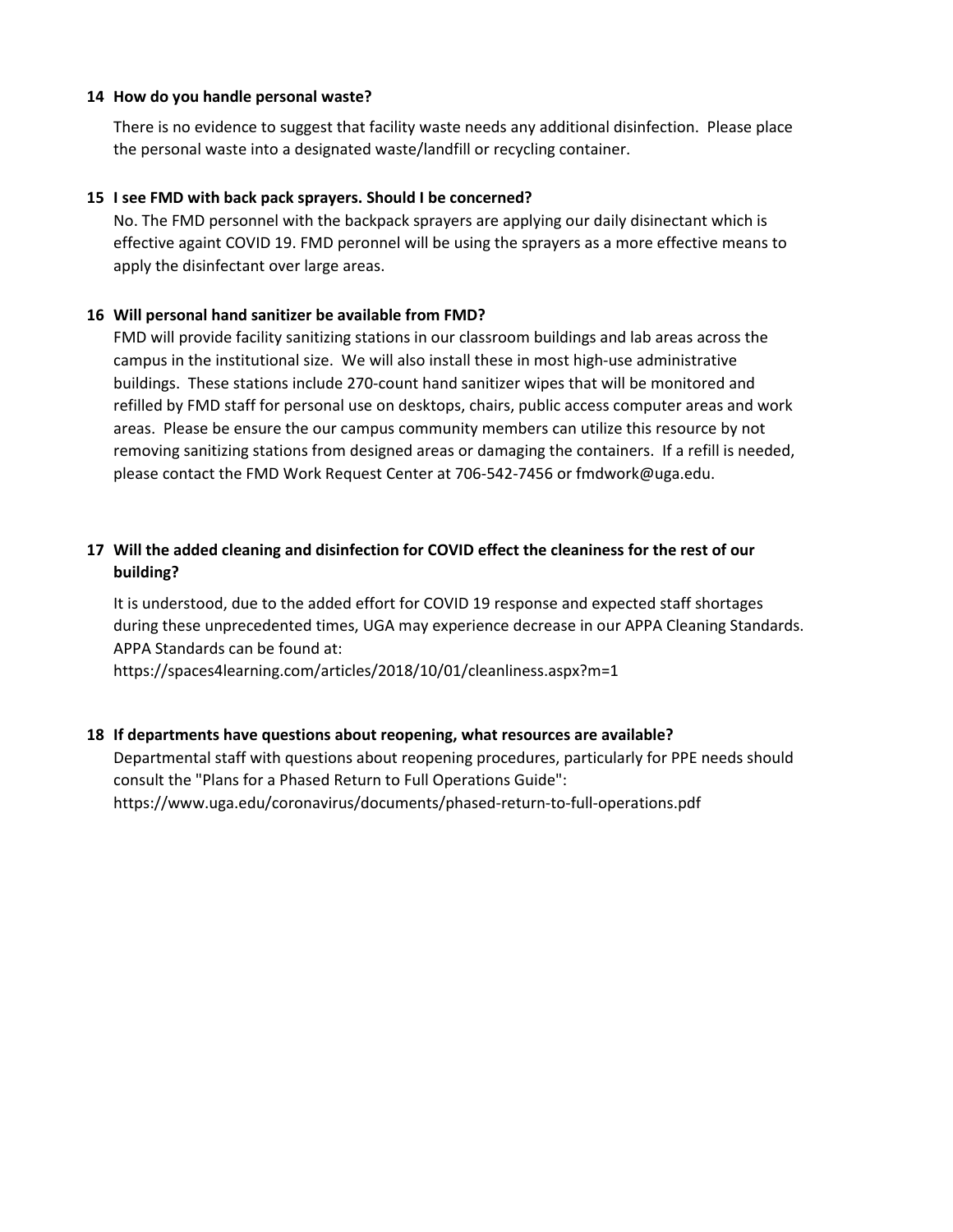**14 How do you handle personal waste?**

There is no evidence to suggest that facility waste needs any additional disinfection. Please place the personal waste into a designated waste/landfill or recycling container.

**15 I see FMD with back pack sprayers. Should I be concerned?**

No. The FMD personnel with the backpack sprayers are applying our daily disinectant which is effective againt COVID 19. FMD peronnel will be using the sprayers as a more effective means to apply the disinfectant over large areas.

**16 Will personal hand sanitizer be available from FMD?**

FMD will provide facility sanitizing stations in our classroom buildings and lab areas across the campus in the institutional size. We will also install these in most high-use administrative buildings. These stations include 270-count hand sanitizer wipes that will be monitored and refilled by FMD staff for personal use on desktops, chairs, public access computer areas and work areas. Please be ensure the our campus community members can utilize this resource by not removing sanitizing stations from designed areas or damaging the containers. If a refill is needed, please contact the FMD Work Request Center at 706-542-7456 or fmdwork@uga.edu.

**17 Will the added cleaning and disinfection for COVID effect the cleaniness for the rest of our building?**

It is understood, due to the added effort for COVID 19 response and expected staff shortages during these unprecedented times, UGA may experience decrease in our APPA Cleaning Standards. APPA Standards can be found at:
https://spaces4learning.com/articles/2018/10/01/cleanliness.aspx?m=1

**18 If departments have questions about reopening, what resources are available?**

Departmental staff with questions about reopening procedures, particularly for PPE needs should consult the "Plans for a Phased Return to Full Operations Guide":
https://www.uga.edu/coronavirus/documents/phased-return-to-full-operations.pdf